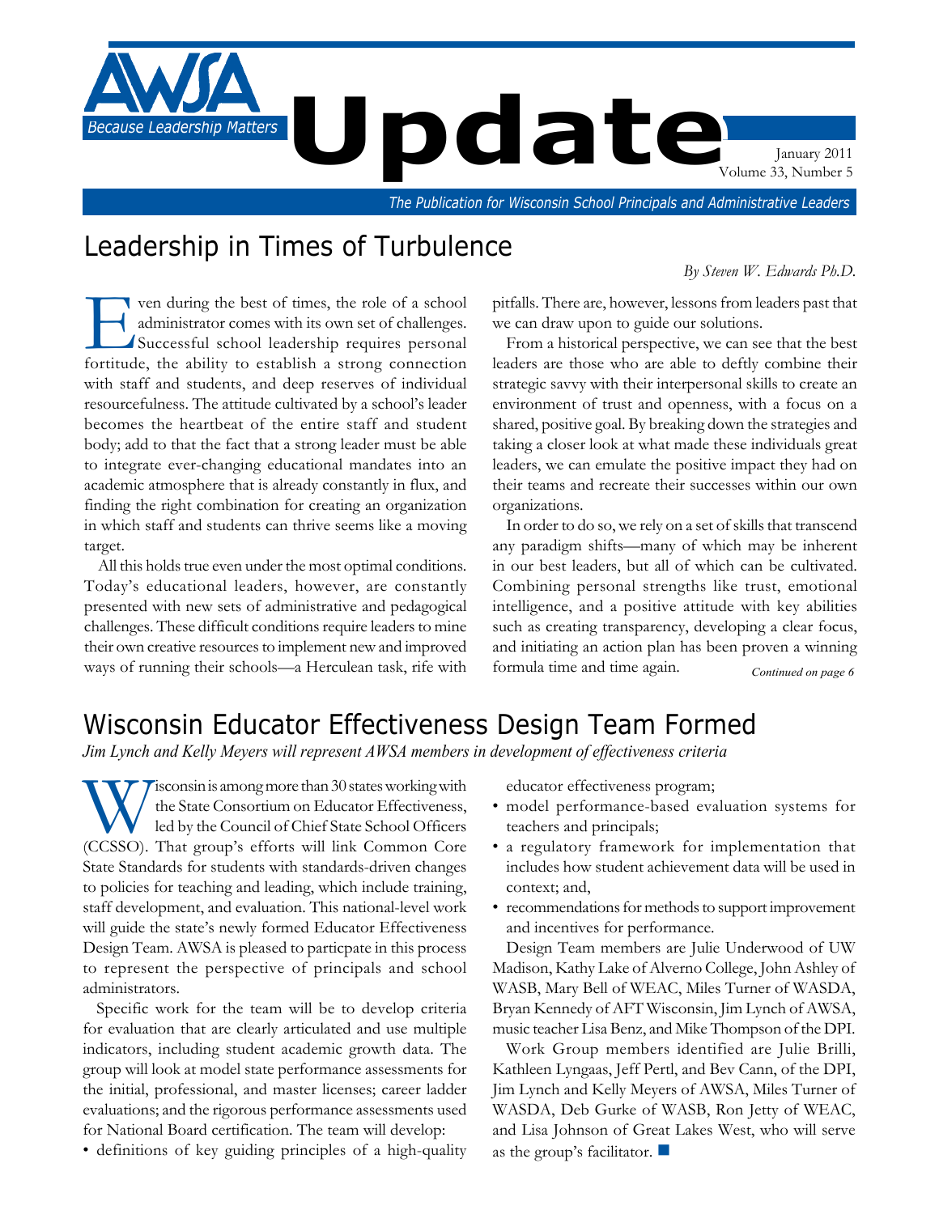# AWSA Update

*Because Leadership Matters*

January 2011
Volume 33, Number 5

*The Publication for Wisconsin School Principals and Administrative Leaders*

## Leadership in Times of Turbulence

*By Steven W. Edwards Ph.D.*

Even during the best of times, the role of a school administrator comes with its own set of challenges. Successful school leadership requires personal fortitude, the ability to establish a strong connection with staff and students, and deep reserves of individual resourcefulness. The attitude cultivated by a school's leader becomes the heartbeat of the entire staff and student body; add to that the fact that a strong leader must be able to integrate ever-changing educational mandates into an academic atmosphere that is already constantly in flux, and finding the right combination for creating an organization in which staff and students can thrive seems like a moving target.

All this holds true even under the most optimal conditions. Today's educational leaders, however, are constantly presented with new sets of administrative and pedagogical challenges. These difficult conditions require leaders to mine their own creative resources to implement new and improved ways of running their schools—a Herculean task, rife with pitfalls. There are, however, lessons from leaders past that we can draw upon to guide our solutions.

From a historical perspective, we can see that the best leaders are those who are able to deftly combine their strategic savvy with their interpersonal skills to create an environment of trust and openness, with a focus on a shared, positive goal. By breaking down the strategies and taking a closer look at what made these individuals great leaders, we can emulate the positive impact they had on their teams and recreate their successes within our own organizations.

In order to do so, we rely on a set of skills that transcend any paradigm shifts—many of which may be inherent in our best leaders, but all of which can be cultivated. Combining personal strengths like trust, emotional intelligence, and a positive attitude with key abilities such as creating transparency, developing a clear focus, and initiating an action plan has been proven a winning formula time and time again.

*Continued on page 6*

## Wisconsin Educator Effectiveness Design Team Formed

*Jim Lynch and Kelly Meyers will represent AWSA members in development of effectiveness criteria*

Wisconsin is among more than 30 states working with the State Consortium on Educator Effectiveness, led by the Council of Chief State School Officers (CCSSO). That group's efforts will link Common Core State Standards for students with standards-driven changes to policies for teaching and leading, which include training, staff development, and evaluation. This national-level work will guide the state's newly formed Educator Effectiveness Design Team. AWSA is pleased to particpate in this process to represent the perspective of principals and school administrators.

Specific work for the team will be to develop criteria for evaluation that are clearly articulated and use multiple indicators, including student academic growth data. The group will look at model state performance assessments for the initial, professional, and master licenses; career ladder evaluations; and the rigorous performance assessments used for National Board certification. The team will develop:

- definitions of key guiding principles of a high-quality educator effectiveness program;
- model performance-based evaluation systems for teachers and principals;
- a regulatory framework for implementation that includes how student achievement data will be used in context; and,
- recommendations for methods to support improvement and incentives for performance.

Design Team members are Julie Underwood of UW Madison, Kathy Lake of Alverno College, John Ashley of WASB, Mary Bell of WEAC, Miles Turner of WASDA, Bryan Kennedy of AFT Wisconsin, Jim Lynch of AWSA, music teacher Lisa Benz, and Mike Thompson of the DPI.

Work Group members identified are Julie Brilli, Kathleen Lyngaas, Jeff Pertl, and Bev Cann, of the DPI, Jim Lynch and Kelly Meyers of AWSA, Miles Turner of WASDA, Deb Gurke of WASB, Ron Jetty of WEAC, and Lisa Johnson of Great Lakes West, who will serve as the group's facilitator. ■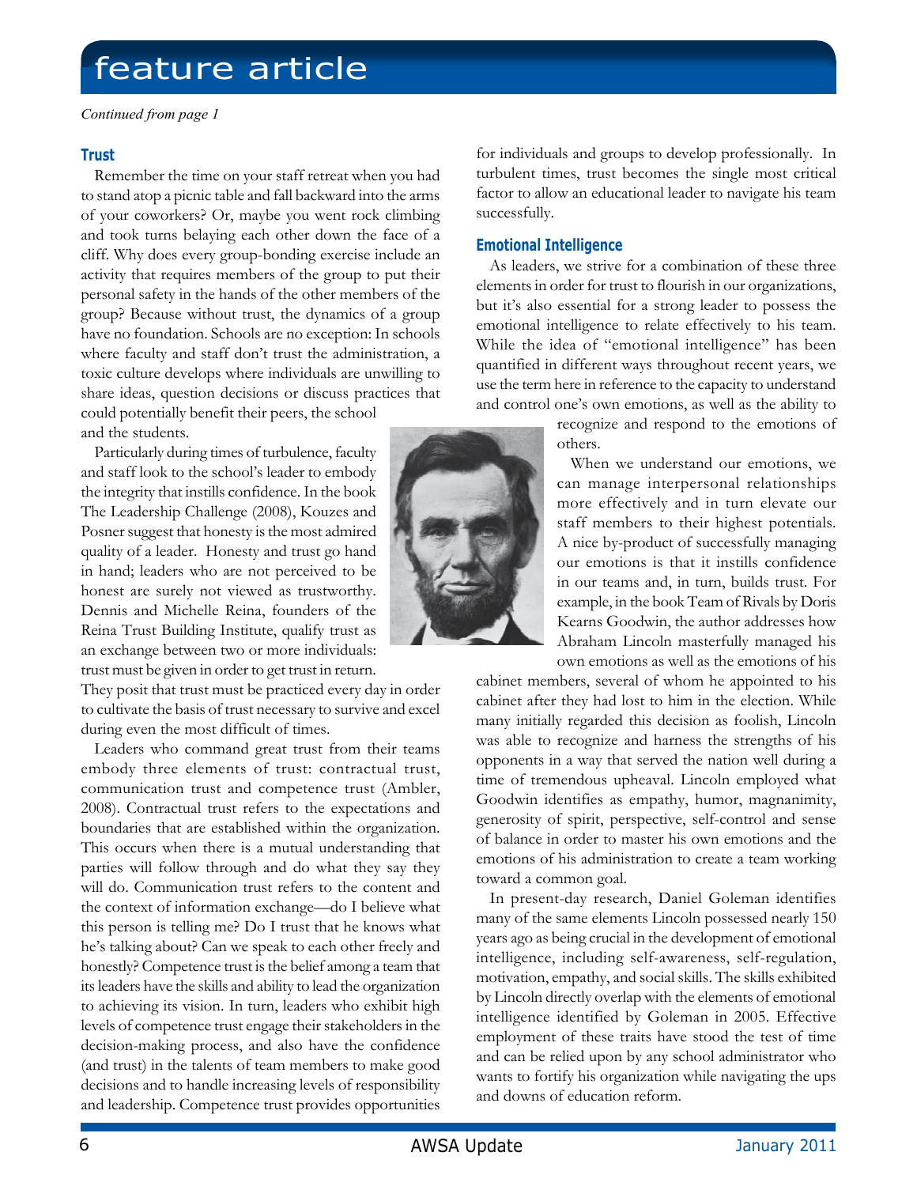# feature article

*Continued from page 1*

### Trust

Remember the time on your staff retreat when you had to stand atop a picnic table and fall backward into the arms of your coworkers? Or, maybe you went rock climbing and took turns belaying each other down the face of a cliff. Why does every group-bonding exercise include an activity that requires members of the group to put their personal safety in the hands of the other members of the group? Because without trust, the dynamics of a group have no foundation. Schools are no exception: In schools where faculty and staff don't trust the administration, a toxic culture develops where individuals are unwilling to share ideas, question decisions or discuss practices that could potentially benefit their peers, the school and the students.

Particularly during times of turbulence, faculty and staff look to the school's leader to embody the integrity that instills confidence. In the book The Leadership Challenge (2008), Kouzes and Posner suggest that honesty is the most admired quality of a leader. Honesty and trust go hand in hand; leaders who are not perceived to be honest are surely not viewed as trustworthy. Dennis and Michelle Reina, founders of the Reina Trust Building Institute, qualify trust as an exchange between two or more individuals: trust must be given in order to get trust in return. They posit that trust must be practiced every day in order to cultivate the basis of trust necessary to survive and excel during even the most difficult of times.

Leaders who command great trust from their teams embody three elements of trust: contractual trust, communication trust and competence trust (Ambler, 2008). Contractual trust refers to the expectations and boundaries that are established within the organization. This occurs when there is a mutual understanding that parties will follow through and do what they say they will do. Communication trust refers to the content and the context of information exchange—do I believe what this person is telling me? Do I trust that he knows what he's talking about? Can we speak to each other freely and honestly? Competence trust is the belief among a team that its leaders have the skills and ability to lead the organization to achieving its vision. In turn, leaders who exhibit high levels of competence trust engage their stakeholders in the decision-making process, and also have the confidence (and trust) in the talents of team members to make good decisions and to handle increasing levels of responsibility and leadership. Competence trust provides opportunities for individuals and groups to develop professionally. In turbulent times, trust becomes the single most critical factor to allow an educational leader to navigate his team successfully.

### Emotional Intelligence

As leaders, we strive for a combination of these three elements in order for trust to flourish in our organizations, but it's also essential for a strong leader to possess the emotional intelligence to relate effectively to his team. While the idea of "emotional intelligence" has been quantified in different ways throughout recent years, we use the term here in reference to the capacity to understand and control one's own emotions, as well as the ability to recognize and respond to the emotions of others.

When we understand our emotions, we can manage interpersonal relationships more effectively and in turn elevate our staff members to their highest potentials. A nice by-product of successfully managing our emotions is that it instills confidence in our teams and, in turn, builds trust. For example, in the book Team of Rivals by Doris Kearns Goodwin, the author addresses how Abraham Lincoln masterfully managed his own emotions as well as the emotions of his cabinet members, several of whom he appointed to his cabinet after they had lost to him in the election. While many initially regarded this decision as foolish, Lincoln was able to recognize and harness the strengths of his opponents in a way that served the nation well during a time of tremendous upheaval. Lincoln employed what Goodwin identifies as empathy, humor, magnanimity, generosity of spirit, perspective, self-control and sense of balance in order to master his own emotions and the emotions of his administration to create a team working toward a common goal.

In present-day research, Daniel Goleman identifies many of the same elements Lincoln possessed nearly 150 years ago as being crucial in the development of emotional intelligence, including self-awareness, self-regulation, motivation, empathy, and social skills. The skills exhibited by Lincoln directly overlap with the elements of emotional intelligence identified by Goleman in 2005. Effective employment of these traits have stood the test of time and can be relied upon by any school administrator who wants to fortify his organization while navigating the ups and downs of education reform.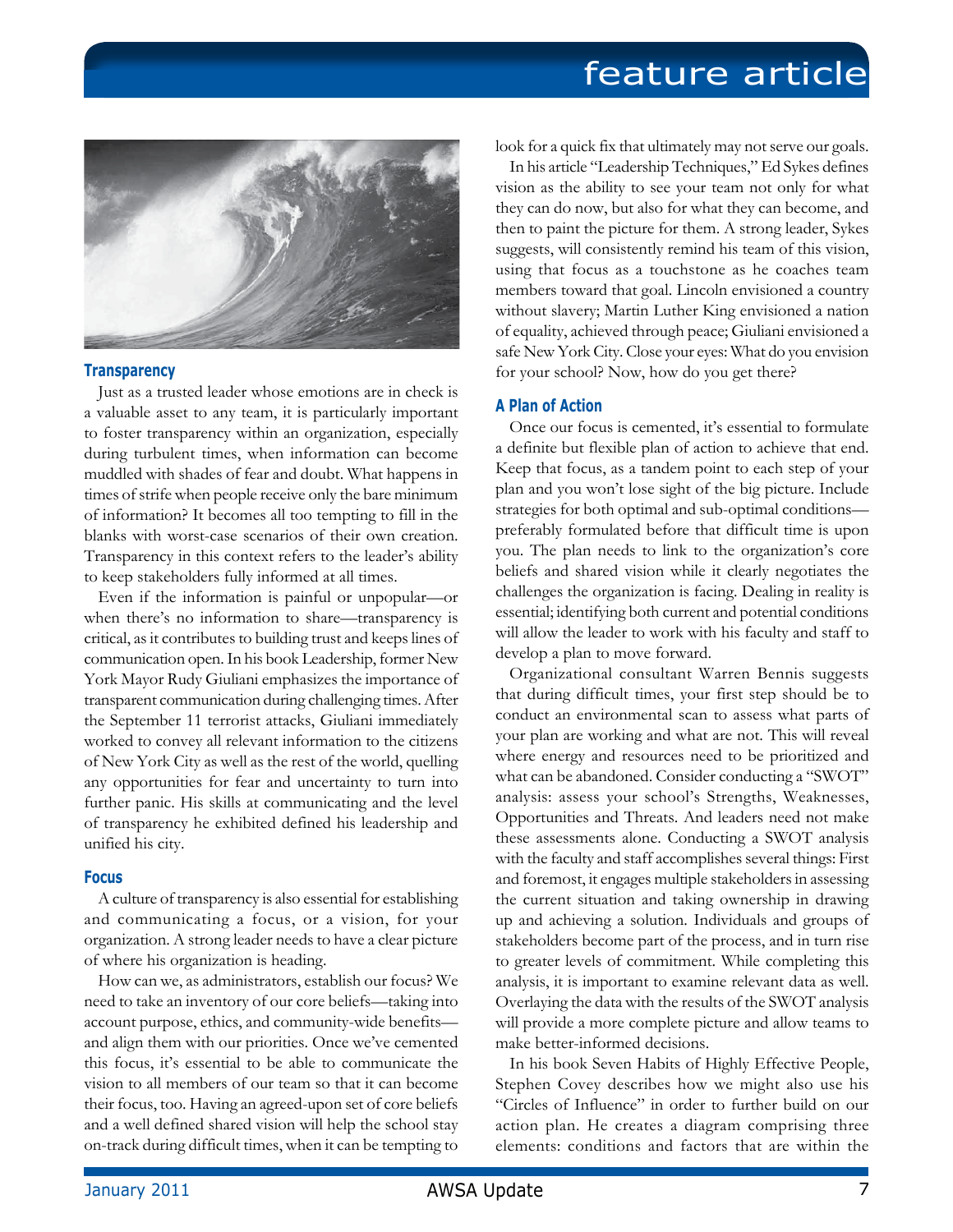## Transparency

Just as a trusted leader whose emotions are in check is a valuable asset to any team, it is particularly important to foster transparency within an organization, especially during turbulent times, when information can become muddled with shades of fear and doubt. What happens in times of strife when people receive only the bare minimum of information? It becomes all too tempting to fill in the blanks with worst-case scenarios of their own creation. Transparency in this context refers to the leader's ability to keep stakeholders fully informed at all times.

Even if the information is painful or unpopular—or when there's no information to share—transparency is critical, as it contributes to building trust and keeps lines of communication open. In his book Leadership, former New York Mayor Rudy Giuliani emphasizes the importance of transparent communication during challenging times. After the September 11 terrorist attacks, Giuliani immediately worked to convey all relevant information to the citizens of New York City as well as the rest of the world, quelling any opportunities for fear and uncertainty to turn into further panic. His skills at communicating and the level of transparency he exhibited defined his leadership and unified his city.

## Focus

A culture of transparency is also essential for establishing and communicating a focus, or a vision, for your organization. A strong leader needs to have a clear picture of where his organization is heading.

How can we, as administrators, establish our focus? We need to take an inventory of our core beliefs—taking into account purpose, ethics, and community-wide benefits—and align them with our priorities. Once we've cemented this focus, it's essential to communicate the vision to all members of our team so that it can become their focus, too. Having an agreed-upon set of core beliefs and a well defined shared vision will help the school stay on-track during difficult times, when it can be tempting to look for a quick fix that ultimately may not serve our goals.

In his article "Leadership Techniques," Ed Sykes defines vision as the ability to see your team not only for what they can do now, but also for what they can become, and then to paint the picture for them. A strong leader, Sykes suggests, will consistently remind his team of this vision, using that focus as a touchstone as he coaches team members toward that goal. Lincoln envisioned a country without slavery; Martin Luther King envisioned a nation of equality, achieved through peace; Giuliani envisioned a safe New York City. Close your eyes: What do you envision for your school? Now, how do you get there?

## A Plan of Action

Once our focus is cemented, it's essential to formulate a definite but flexible plan of action to achieve that end. Keep that focus, as a tandem point to each step of your plan and you won't lose sight of the big picture. Include strategies for both optimal and sub-optimal conditions—preferably formulated before that difficult time is upon you. The plan needs to link to the organization's core beliefs and shared vision while it clearly negotiates the challenges the organization is facing. Dealing in reality is essential; identifying both current and potential conditions will allow the leader to work with his faculty and staff to develop a plan to move forward.

Organizational consultant Warren Bennis suggests that during difficult times, your first step should be to conduct an environmental scan to assess what parts of your plan are working and what are not. This will reveal where energy and resources need to be prioritized and what can be abandoned. Consider conducting a "SWOT" analysis: assess your school's Strengths, Weaknesses, Opportunities and Threats. And leaders need not make these assessments alone. Conducting a SWOT analysis with the faculty and staff accomplishes several things: First and foremost, it engages multiple stakeholders in assessing the current situation and taking ownership in drawing up and achieving a solution. Individuals and groups of stakeholders become part of the process, and in turn rise to greater levels of commitment. While completing this analysis, it is important to examine relevant data as well. Overlaying the data with the results of the SWOT analysis will provide a more complete picture and allow teams to make better-informed decisions.

In his book Seven Habits of Highly Effective People, Stephen Covey describes how we might also use his "Circles of Influence" in order to further build on our action plan. He creates a diagram comprising three elements: conditions and factors that are within the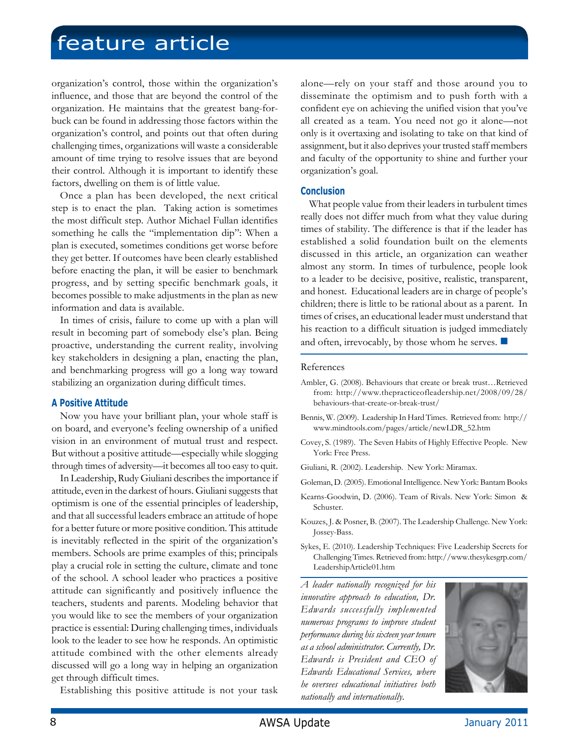organization's control, those within the organization's influence, and those that are beyond the control of the organization. He maintains that the greatest bang-for-buck can be found in addressing those factors within the organization's control, and points out that often during challenging times, organizations will waste a considerable amount of time trying to resolve issues that are beyond their control. Although it is important to identify these factors, dwelling on them is of little value.

Once a plan has been developed, the next critical step is to enact the plan. Taking action is sometimes the most difficult step. Author Michael Fullan identifies something he calls the "implementation dip": When a plan is executed, sometimes conditions get worse before they get better. If outcomes have been clearly established before enacting the plan, it will be easier to benchmark progress, and by setting specific benchmark goals, it becomes possible to make adjustments in the plan as new information and data is available.

In times of crisis, failure to come up with a plan will result in becoming part of somebody else's plan. Being proactive, understanding the current reality, involving key stakeholders in designing a plan, enacting the plan, and benchmarking progress will go a long way toward stabilizing an organization during difficult times.

### A Positive Attitude

Now you have your brilliant plan, your whole staff is on board, and everyone's feeling ownership of a unified vision in an environment of mutual trust and respect. But without a positive attitude—especially while slogging through times of adversity—it becomes all too easy to quit.

In Leadership, Rudy Giuliani describes the importance if attitude, even in the darkest of hours. Giuliani suggests that optimism is one of the essential principles of leadership, and that all successful leaders embrace an attitude of hope for a better future or more positive condition. This attitude is inevitably reflected in the spirit of the organization's members. Schools are prime examples of this; principals play a crucial role in setting the culture, climate and tone of the school. A school leader who practices a positive attitude can significantly and positively influence the teachers, students and parents. Modeling behavior that you would like to see the members of your organization practice is essential: During challenging times, individuals look to the leader to see how he responds. An optimistic attitude combined with the other elements already discussed will go a long way in helping an organization get through difficult times.

Establishing this positive attitude is not your task alone—rely on your staff and those around you to disseminate the optimism and to push forth with a confident eye on achieving the unified vision that you've all created as a team. You need not go it alone—not only is it overtaxing and isolating to take on that kind of assignment, but it also deprives your trusted staff members and faculty of the opportunity to shine and further your organization's goal.

### Conclusion

What people value from their leaders in turbulent times really does not differ much from what they value during times of stability. The difference is that if the leader has established a solid foundation built on the elements discussed in this article, an organization can weather almost any storm. In times of turbulence, people look to a leader to be decisive, positive, realistic, transparent, and honest. Educational leaders are in charge of people's children; there is little to be rational about as a parent. In times of crises, an educational leader must understand that his reaction to a difficult situation is judged immediately and often, irrevocably, by those whom he serves. ■

References

Ambler, G. (2008). Behaviours that create or break trust…Retrieved from: http://www.thepracticeofleadership.net/2008/09/28/behaviours-that-create-or-break-trust/

Bennis, W. (2009). Leadership In Hard Times. Retrieved from: http://www.mindtools.com/pages/article/newLDR_52.htm

Covey, S. (1989). The Seven Habits of Highly Effective People. New York: Free Press.

Giuliani, R. (2002). Leadership. New York: Miramax.

Goleman, D. (2005). Emotional Intelligence. New York: Bantam Books

Kearns-Goodwin, D. (2006). Team of Rivals. New York: Simon & Schuster.

Kouzes, J. & Posner, B. (2007). The Leadership Challenge. New York: Jossey-Bass.

Sykes, E. (2010). Leadership Techniques: Five Leadership Secrets for Challenging Times. Retrieved from: http://www.thesykesgrp.com/LeadershipArticle01.htm

*A leader nationally recognized for his innovative approach to education, Dr. Edwards successfully implemented numerous programs to improve student performance during his sixteen year tenure as a school administrator. Currently, Dr. Edwards is President and CEO of Edwards Educational Services, where he oversees educational initiatives both nationally and internationally.*